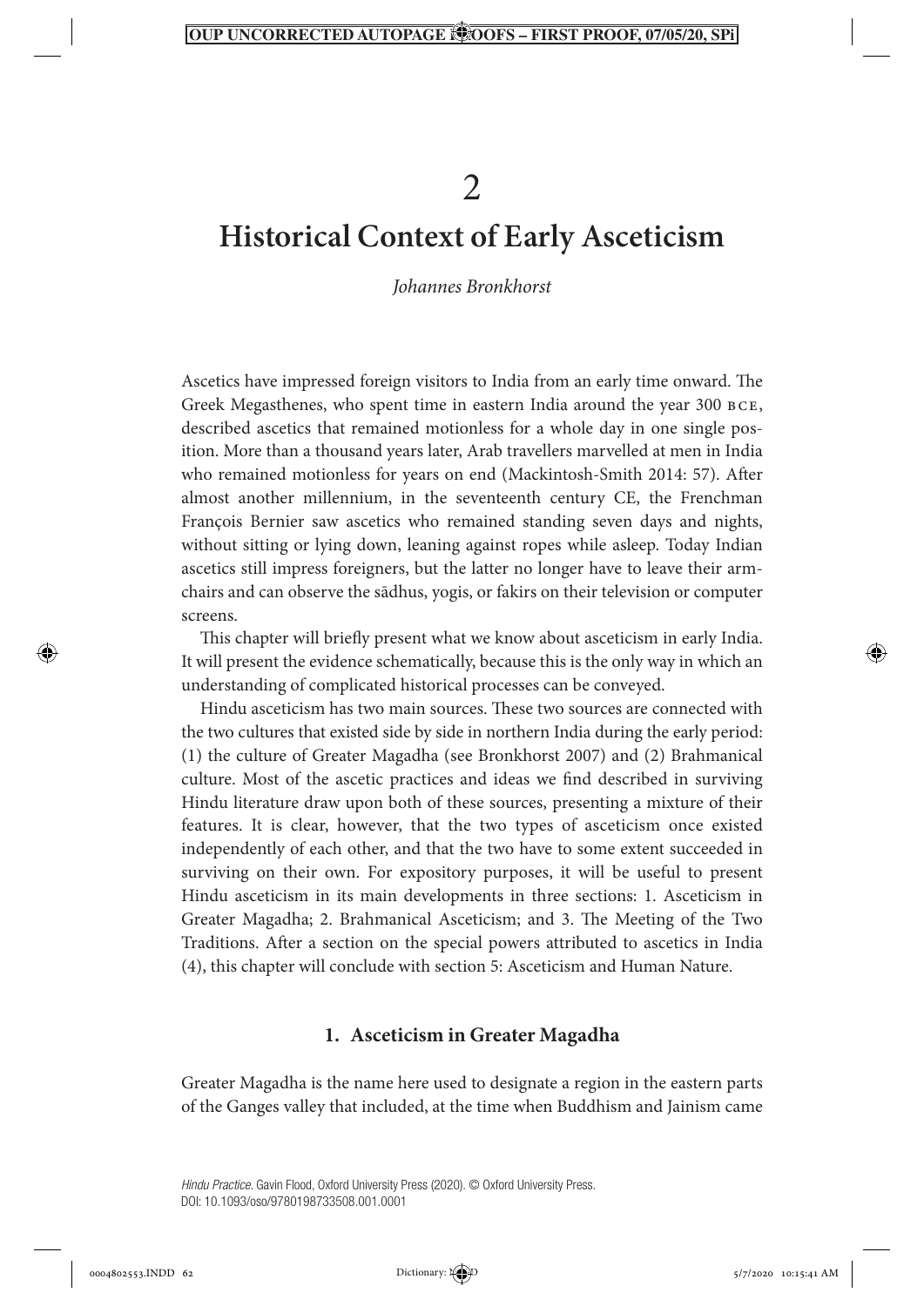# 2

# Historical Context of Early Asceticism

*Johannes Bronkhorst*

Ascetics have impressed foreign visitors to India from an early time onward. The Greek Megasthenes, who spent time in eastern India around the year 300 BCE, described ascetics that remained motionless for a whole day in one single position. More than a thousand years later, Arab travellers marvelled at men in India who remained motionless for years on end (Mackintosh-Smith 2014: 57). After almost another millennium, in the seventeenth century CE, the Frenchman François Bernier saw ascetics who remained standing seven days and nights, without sitting or lying down, leaning against ropes while asleep. Today Indian ascetics still impress foreigners, but the latter no longer have to leave their armchairs and can observe the sādhus, yogis, or fakirs on their television or computer screens.

This chapter will briefly present what we know about asceticism in early India. It will present the evidence schematically, because this is the only way in which an understanding of complicated historical processes can be conveyed.

Hindu asceticism has two main sources. These two sources are connected with the two cultures that existed side by side in northern India during the early period: (1) the culture of Greater Magadha (see Bronkhorst 2007) and (2) Brahmanical culture. Most of the ascetic practices and ideas we find described in surviving Hindu literature draw upon both of these sources, presenting a mixture of their features. It is clear, however, that the two types of asceticism once existed independently of each other, and that the two have to some extent succeeded in surviving on their own. For expository purposes, it will be useful to present Hindu asceticism in its main developments in three sections: 1. Asceticism in Greater Magadha; 2. Brahmanical Asceticism; and 3. The Meeting of the Two Traditions. After a section on the special powers attributed to ascetics in India (4), this chapter will conclude with section 5: Asceticism and Human Nature.

## 1. Asceticism in Greater Magadha

Greater Magadha is the name here used to designate a region in the eastern parts of the Ganges valley that included, at the time when Buddhism and Jainism came

*Hindu Practice*. Gavin Flood, Oxford University Press (2020). © Oxford University Press.
DOI: 10.1093/oso/9780198733508.001.0001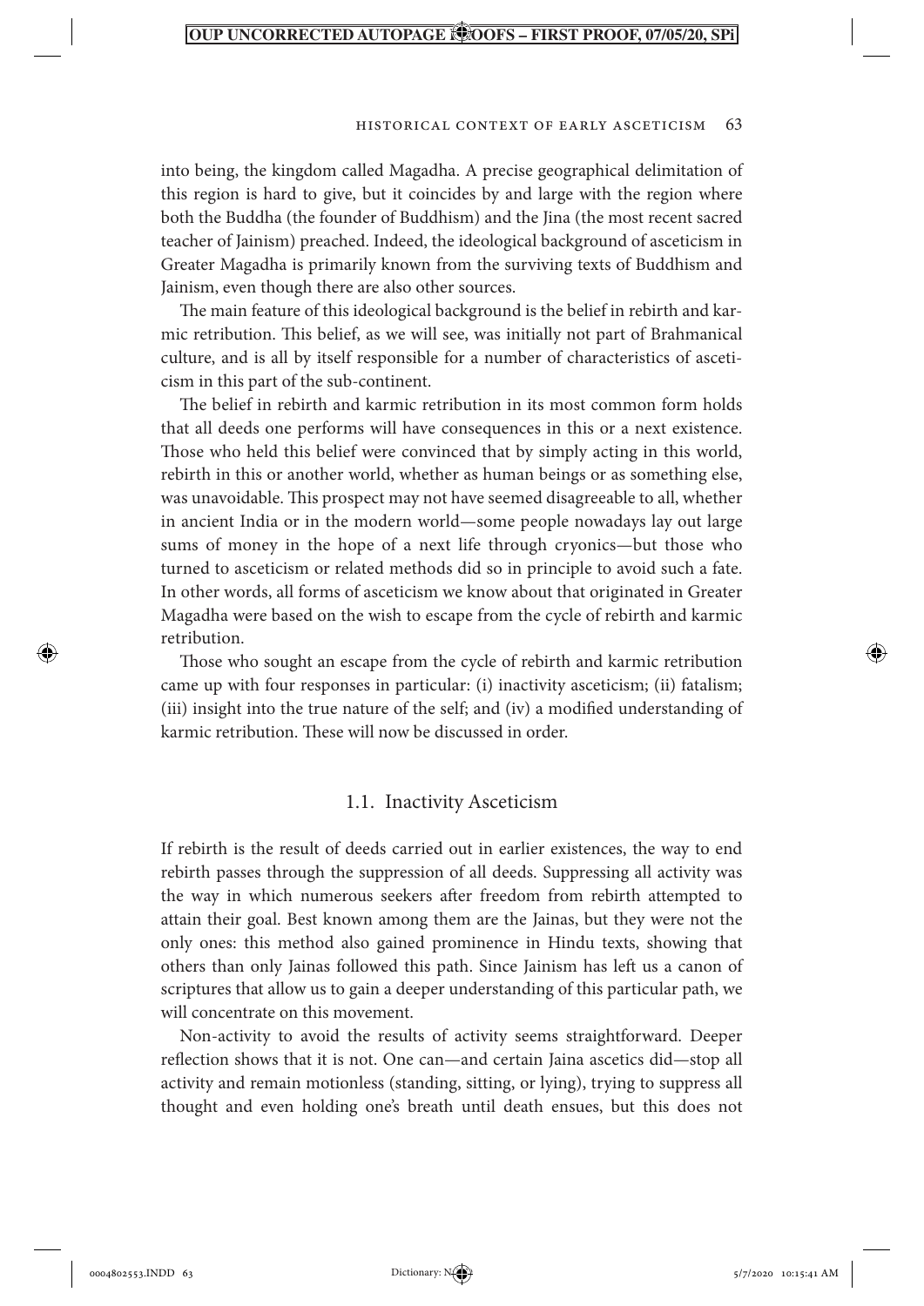into being, the kingdom called Magadha. A precise geographical delimitation of this region is hard to give, but it coincides by and large with the region where both the Buddha (the founder of Buddhism) and the Jina (the most recent sacred teacher of Jainism) preached. Indeed, the ideological background of asceticism in Greater Magadha is primarily known from the surviving texts of Buddhism and Jainism, even though there are also other sources.

The main feature of this ideological background is the belief in rebirth and karmic retribution. This belief, as we will see, was initially not part of Brahmanical culture, and is all by itself responsible for a number of characteristics of asceticism in this part of the sub-continent.

The belief in rebirth and karmic retribution in its most common form holds that all deeds one performs will have consequences in this or a next existence. Those who held this belief were convinced that by simply acting in this world, rebirth in this or another world, whether as human beings or as something else, was unavoidable. This prospect may not have seemed disagreeable to all, whether in ancient India or in the modern world—some people nowadays lay out large sums of money in the hope of a next life through cryonics—but those who turned to asceticism or related methods did so in principle to avoid such a fate. In other words, all forms of asceticism we know about that originated in Greater Magadha were based on the wish to escape from the cycle of rebirth and karmic retribution.

Those who sought an escape from the cycle of rebirth and karmic retribution came up with four responses in particular: (i) inactivity asceticism; (ii) fatalism; (iii) insight into the true nature of the self; and (iv) a modified understanding of karmic retribution. These will now be discussed in order.

### 1.1. Inactivity Asceticism

If rebirth is the result of deeds carried out in earlier existences, the way to end rebirth passes through the suppression of all deeds. Suppressing all activity was the way in which numerous seekers after freedom from rebirth attempted to attain their goal. Best known among them are the Jainas, but they were not the only ones: this method also gained prominence in Hindu texts, showing that others than only Jainas followed this path. Since Jainism has left us a canon of scriptures that allow us to gain a deeper understanding of this particular path, we will concentrate on this movement.

Non-activity to avoid the results of activity seems straightforward. Deeper reflection shows that it is not. One can—and certain Jaina ascetics did—stop all activity and remain motionless (standing, sitting, or lying), trying to suppress all thought and even holding one's breath until death ensues, but this does not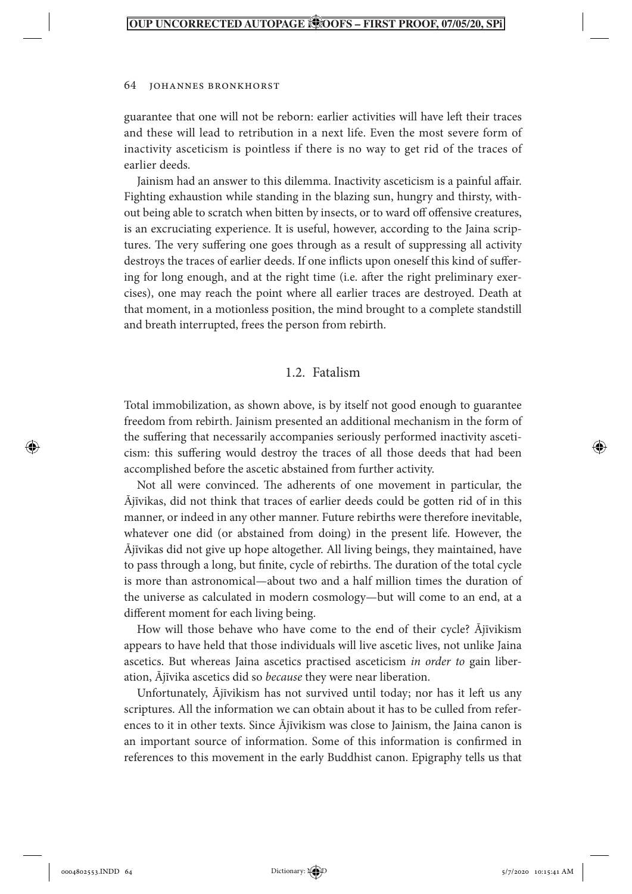guarantee that one will not be reborn: earlier activities will have left their traces and these will lead to retribution in a next life. Even the most severe form of inactivity asceticism is pointless if there is no way to get rid of the traces of earlier deeds.

Jainism had an answer to this dilemma. Inactivity asceticism is a painful affair. Fighting exhaustion while standing in the blazing sun, hungry and thirsty, without being able to scratch when bitten by insects, or to ward off offensive creatures, is an excruciating experience. It is useful, however, according to the Jaina scriptures. The very suffering one goes through as a result of suppressing all activity destroys the traces of earlier deeds. If one inflicts upon oneself this kind of suffering for long enough, and at the right time (i.e. after the right preliminary exercises), one may reach the point where all earlier traces are destroyed. Death at that moment, in a motionless position, the mind brought to a complete standstill and breath interrupted, frees the person from rebirth.

## 1.2. Fatalism

Total immobilization, as shown above, is by itself not good enough to guarantee freedom from rebirth. Jainism presented an additional mechanism in the form of the suffering that necessarily accompanies seriously performed inactivity asceticism: this suffering would destroy the traces of all those deeds that had been accomplished before the ascetic abstained from further activity.

Not all were convinced. The adherents of one movement in particular, the Ājīvikas, did not think that traces of earlier deeds could be gotten rid of in this manner, or indeed in any other manner. Future rebirths were therefore inevitable, whatever one did (or abstained from doing) in the present life. However, the Ājīvikas did not give up hope altogether. All living beings, they maintained, have to pass through a long, but finite, cycle of rebirths. The duration of the total cycle is more than astronomical—about two and a half million times the duration of the universe as calculated in modern cosmology—but will come to an end, at a different moment for each living being.

How will those behave who have come to the end of their cycle? Ājīvikism appears to have held that those individuals will live ascetic lives, not unlike Jaina ascetics. But whereas Jaina ascetics practised asceticism *in order to* gain liberation, Ājīvika ascetics did so *because* they were near liberation.

Unfortunately, Ājīvikism has not survived until today; nor has it left us any scriptures. All the information we can obtain about it has to be culled from references to it in other texts. Since Ājīvikism was close to Jainism, the Jaina canon is an important source of information. Some of this information is confirmed in references to this movement in the early Buddhist canon. Epigraphy tells us that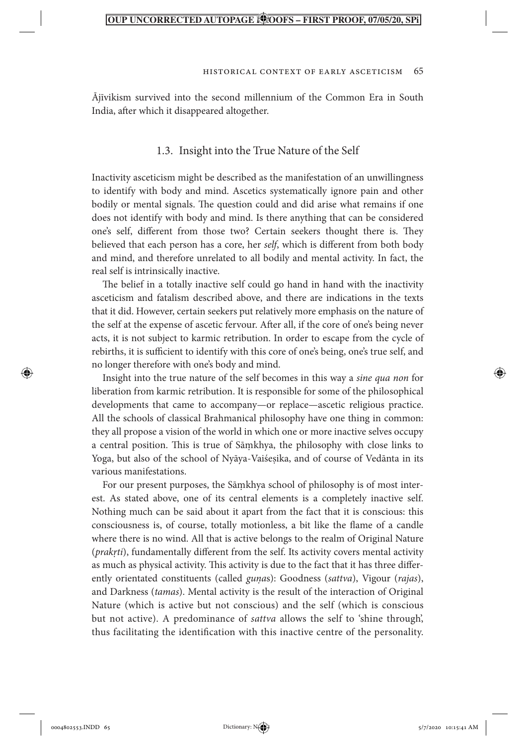Ājīvikism survived into the second millennium of the Common Era in South India, after which it disappeared altogether.

## 1.3. Insight into the True Nature of the Self

Inactivity asceticism might be described as the manifestation of an unwillingness to identify with body and mind. Ascetics systematically ignore pain and other bodily or mental signals. The question could and did arise what remains if one does not identify with body and mind. Is there anything that can be considered one's self, different from those two? Certain seekers thought there is. They believed that each person has a core, her *self*, which is different from both body and mind, and therefore unrelated to all bodily and mental activity. In fact, the real self is intrinsically inactive.

The belief in a totally inactive self could go hand in hand with the inactivity asceticism and fatalism described above, and there are indications in the texts that it did. However, certain seekers put relatively more emphasis on the nature of the self at the expense of ascetic fervour. After all, if the core of one's being never acts, it is not subject to karmic retribution. In order to escape from the cycle of rebirths, it is sufficient to identify with this core of one's being, one's true self, and no longer therefore with one's body and mind.

Insight into the true nature of the self becomes in this way a *sine qua non* for liberation from karmic retribution. It is responsible for some of the philosophical developments that came to accompany—or replace—ascetic religious practice. All the schools of classical Brahmanical philosophy have one thing in common: they all propose a vision of the world in which one or more inactive selves occupy a central position. This is true of Sāṃkhya, the philosophy with close links to Yoga, but also of the school of Nyāya-Vaiśeṣika, and of course of Vedānta in its various manifestations.

For our present purposes, the Sāṃkhya school of philosophy is of most interest. As stated above, one of its central elements is a completely inactive self. Nothing much can be said about it apart from the fact that it is conscious: this consciousness is, of course, totally motionless, a bit like the flame of a candle where there is no wind. All that is active belongs to the realm of Original Nature (*prakṛti*), fundamentally different from the self. Its activity covers mental activity as much as physical activity. This activity is due to the fact that it has three differently orientated constituents (called *guṇa*s): Goodness (*sattva*), Vigour (*rajas*), and Darkness (*tamas*). Mental activity is the result of the interaction of Original Nature (which is active but not conscious) and the self (which is conscious but not active). A predominance of *sattva* allows the self to 'shine through', thus facilitating the identification with this inactive centre of the personality.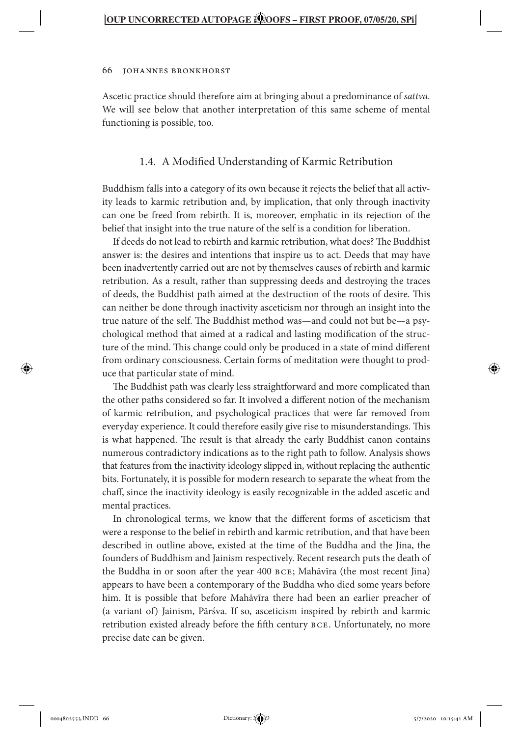Ascetic practice should therefore aim at bringing about a predominance of *sattva*. We will see below that another interpretation of this same scheme of mental functioning is possible, too.

### 1.4. A Modified Understanding of Karmic Retribution

Buddhism falls into a category of its own because it rejects the belief that all activity leads to karmic retribution and, by implication, that only through inactivity can one be freed from rebirth. It is, moreover, emphatic in its rejection of the belief that insight into the true nature of the self is a condition for liberation.

If deeds do not lead to rebirth and karmic retribution, what does? The Buddhist answer is: the desires and intentions that inspire us to act. Deeds that may have been inadvertently carried out are not by themselves causes of rebirth and karmic retribution. As a result, rather than suppressing deeds and destroying the traces of deeds, the Buddhist path aimed at the destruction of the roots of desire. This can neither be done through inactivity asceticism nor through an insight into the true nature of the self. The Buddhist method was—and could not but be—a psychological method that aimed at a radical and lasting modification of the structure of the mind. This change could only be produced in a state of mind different from ordinary consciousness. Certain forms of meditation were thought to produce that particular state of mind.

The Buddhist path was clearly less straightforward and more complicated than the other paths considered so far. It involved a different notion of the mechanism of karmic retribution, and psychological practices that were far removed from everyday experience. It could therefore easily give rise to misunderstandings. This is what happened. The result is that already the early Buddhist canon contains numerous contradictory indications as to the right path to follow. Analysis shows that features from the inactivity ideology slipped in, without replacing the authentic bits. Fortunately, it is possible for modern research to separate the wheat from the chaff, since the inactivity ideology is easily recognizable in the added ascetic and mental practices.

In chronological terms, we know that the different forms of asceticism that were a response to the belief in rebirth and karmic retribution, and that have been described in outline above, existed at the time of the Buddha and the Jina, the founders of Buddhism and Jainism respectively. Recent research puts the death of the Buddha in or soon after the year 400 BCE; Mahāvīra (the most recent Jina) appears to have been a contemporary of the Buddha who died some years before him. It is possible that before Mahāvīra there had been an earlier preacher of (a variant of) Jainism, Pārśva. If so, asceticism inspired by rebirth and karmic retribution existed already before the fifth century BCE. Unfortunately, no more precise date can be given.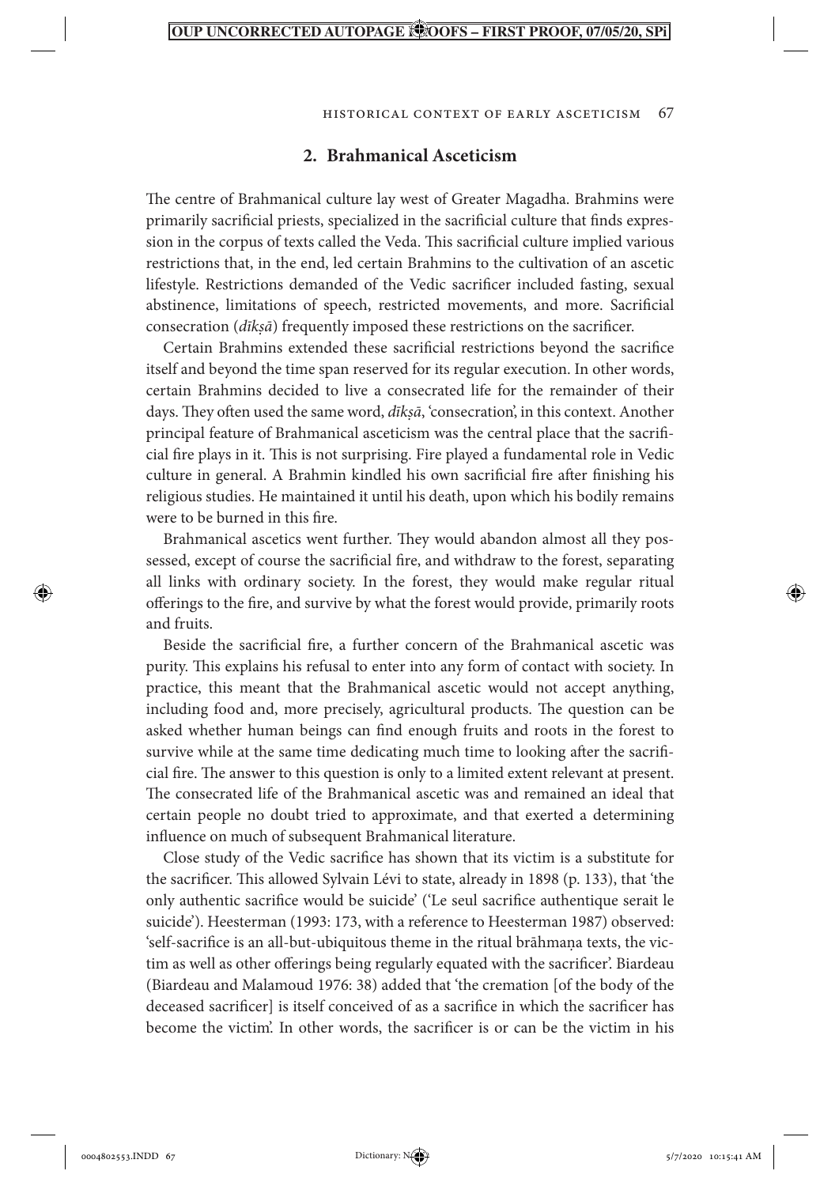## 2. Brahmanical Asceticism

The centre of Brahmanical culture lay west of Greater Magadha. Brahmins were primarily sacrificial priests, specialized in the sacrificial culture that finds expression in the corpus of texts called the Veda. This sacrificial culture implied various restrictions that, in the end, led certain Brahmins to the cultivation of an ascetic lifestyle. Restrictions demanded of the Vedic sacrificer included fasting, sexual abstinence, limitations of speech, restricted movements, and more. Sacrificial consecration (*dīkṣā*) frequently imposed these restrictions on the sacrificer.

Certain Brahmins extended these sacrificial restrictions beyond the sacrifice itself and beyond the time span reserved for its regular execution. In other words, certain Brahmins decided to live a consecrated life for the remainder of their days. They often used the same word, *dīkṣā*, 'consecration', in this context. Another principal feature of Brahmanical asceticism was the central place that the sacrificial fire plays in it. This is not surprising. Fire played a fundamental role in Vedic culture in general. A Brahmin kindled his own sacrificial fire after finishing his religious studies. He maintained it until his death, upon which his bodily remains were to be burned in this fire.

Brahmanical ascetics went further. They would abandon almost all they possessed, except of course the sacrificial fire, and withdraw to the forest, separating all links with ordinary society. In the forest, they would make regular ritual offerings to the fire, and survive by what the forest would provide, primarily roots and fruits.

Beside the sacrificial fire, a further concern of the Brahmanical ascetic was purity. This explains his refusal to enter into any form of contact with society. In practice, this meant that the Brahmanical ascetic would not accept anything, including food and, more precisely, agricultural products. The question can be asked whether human beings can find enough fruits and roots in the forest to survive while at the same time dedicating much time to looking after the sacrificial fire. The answer to this question is only to a limited extent relevant at present. The consecrated life of the Brahmanical ascetic was and remained an ideal that certain people no doubt tried to approximate, and that exerted a determining influence on much of subsequent Brahmanical literature.

Close study of the Vedic sacrifice has shown that its victim is a substitute for the sacrificer. This allowed Sylvain Lévi to state, already in 1898 (p. 133), that 'the only authentic sacrifice would be suicide' ('Le seul sacrifice authentique serait le suicide'). Heesterman (1993: 173, with a reference to Heesterman 1987) observed: 'self-sacrifice is an all-but-ubiquitous theme in the ritual brāhmaṇa texts, the victim as well as other offerings being regularly equated with the sacrificer'. Biardeau (Biardeau and Malamoud 1976: 38) added that 'the cremation [of the body of the deceased sacrificer] is itself conceived of as a sacrifice in which the sacrificer has become the victim'. In other words, the sacrificer is or can be the victim in his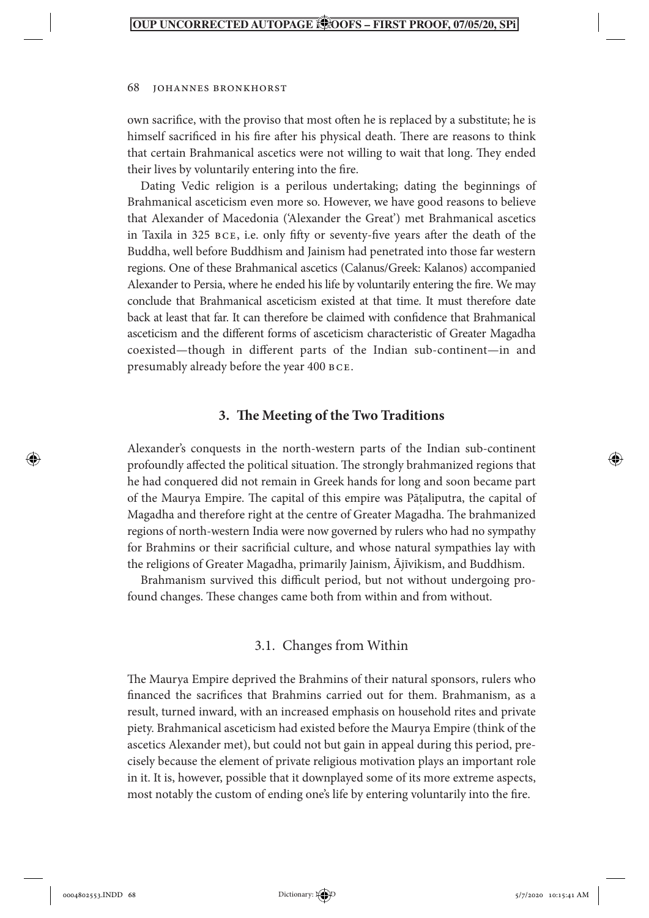own sacrifice, with the proviso that most often he is replaced by a substitute; he is himself sacrificed in his fire after his physical death. There are reasons to think that certain Brahmanical ascetics were not willing to wait that long. They ended their lives by voluntarily entering into the fire.

Dating Vedic religion is a perilous undertaking; dating the beginnings of Brahmanical asceticism even more so. However, we have good reasons to believe that Alexander of Macedonia ('Alexander the Great') met Brahmanical ascetics in Taxila in 325 BCE, i.e. only fifty or seventy-five years after the death of the Buddha, well before Buddhism and Jainism had penetrated into those far western regions. One of these Brahmanical ascetics (Calanus/Greek: Kalanos) accompanied Alexander to Persia, where he ended his life by voluntarily entering the fire. We may conclude that Brahmanical asceticism existed at that time. It must therefore date back at least that far. It can therefore be claimed with confidence that Brahmanical asceticism and the different forms of asceticism characteristic of Greater Magadha coexisted—though in different parts of the Indian sub-continent—in and presumably already before the year 400 BCE.

## 3. The Meeting of the Two Traditions

Alexander's conquests in the north-western parts of the Indian sub-continent profoundly affected the political situation. The strongly brahmanized regions that he had conquered did not remain in Greek hands for long and soon became part of the Maurya Empire. The capital of this empire was Pāṭaliputra, the capital of Magadha and therefore right at the centre of Greater Magadha. The brahmanized regions of north-western India were now governed by rulers who had no sympathy for Brahmins or their sacrificial culture, and whose natural sympathies lay with the religions of Greater Magadha, primarily Jainism, Ājīvikism, and Buddhism.

Brahmanism survived this difficult period, but not without undergoing profound changes. These changes came both from within and from without.

### 3.1. Changes from Within

The Maurya Empire deprived the Brahmins of their natural sponsors, rulers who financed the sacrifices that Brahmins carried out for them. Brahmanism, as a result, turned inward, with an increased emphasis on household rites and private piety. Brahmanical asceticism had existed before the Maurya Empire (think of the ascetics Alexander met), but could not but gain in appeal during this period, precisely because the element of private religious motivation plays an important role in it. It is, however, possible that it downplayed some of its more extreme aspects, most notably the custom of ending one's life by entering voluntarily into the fire.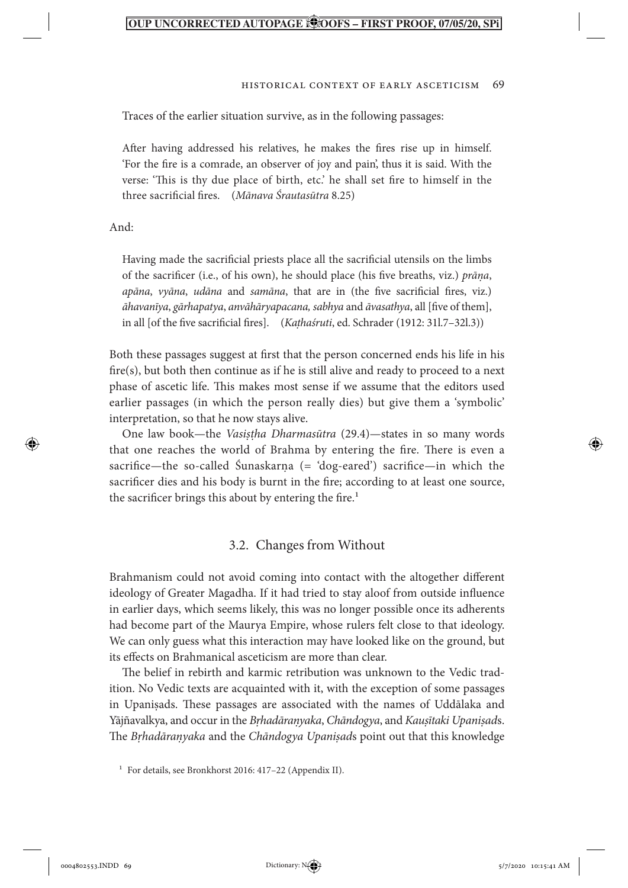Traces of the earlier situation survive, as in the following passages:

> After having addressed his relatives, he makes the fires rise up in himself. 'For the fire is a comrade, an observer of joy and pain', thus it is said. With the verse: 'This is thy due place of birth, etc.' he shall set fire to himself in the three sacrificial fires. (*Mānava Śrautasūtra* 8.25)

And:

> Having made the sacrificial priests place all the sacrificial utensils on the limbs of the sacrificer (i.e., of his own), he should place (his five breaths, viz.) *prāṇa*, *apāna*, *vyāna*, *udāna* and *samāna*, that are in (the five sacrificial fires, viz.) *āhavanīya*, *gārhapatya*, *anvāhāryapacana, sabhya* and *āvasathya*, all [five of them], in all [of the five sacrificial fires]. (*Kaṭhaśruti*, ed. Schrader (1912: 31l.7–32l.3))

Both these passages suggest at first that the person concerned ends his life in his fire(s), but both then continue as if he is still alive and ready to proceed to a next phase of ascetic life. This makes most sense if we assume that the editors used earlier passages (in which the person really dies) but give them a 'symbolic' interpretation, so that he now stays alive.

One law book—the *Vasiṣṭha Dharmasūtra* (29.4)—states in so many words that one reaches the world of Brahma by entering the fire. There is even a sacrifice—the so-called Śunaskarṇa (= 'dog-eared') sacrifice—in which the sacrificer dies and his body is burnt in the fire; according to at least one source, the sacrificer brings this about by entering the fire.[1]

## 3.2. Changes from Without

Brahmanism could not avoid coming into contact with the altogether different ideology of Greater Magadha. If it had tried to stay aloof from outside influence in earlier days, which seems likely, this was no longer possible once its adherents had become part of the Maurya Empire, whose rulers felt close to that ideology. We can only guess what this interaction may have looked like on the ground, but its effects on Brahmanical asceticism are more than clear.

The belief in rebirth and karmic retribution was unknown to the Vedic tradition. No Vedic texts are acquainted with it, with the exception of some passages in Upaniṣads. These passages are associated with the names of Uddālaka and Yājñavalkya, and occur in the *Bṛhadāraṇyaka*, *Chāndogya*, and *Kauṣītaki Upaniṣad*s. The *Bṛhadāraṇyaka* and the *Chāndogya Upaniṣad*s point out that this knowledge

[1] For details, see Bronkhorst 2016: 417–22 (Appendix II).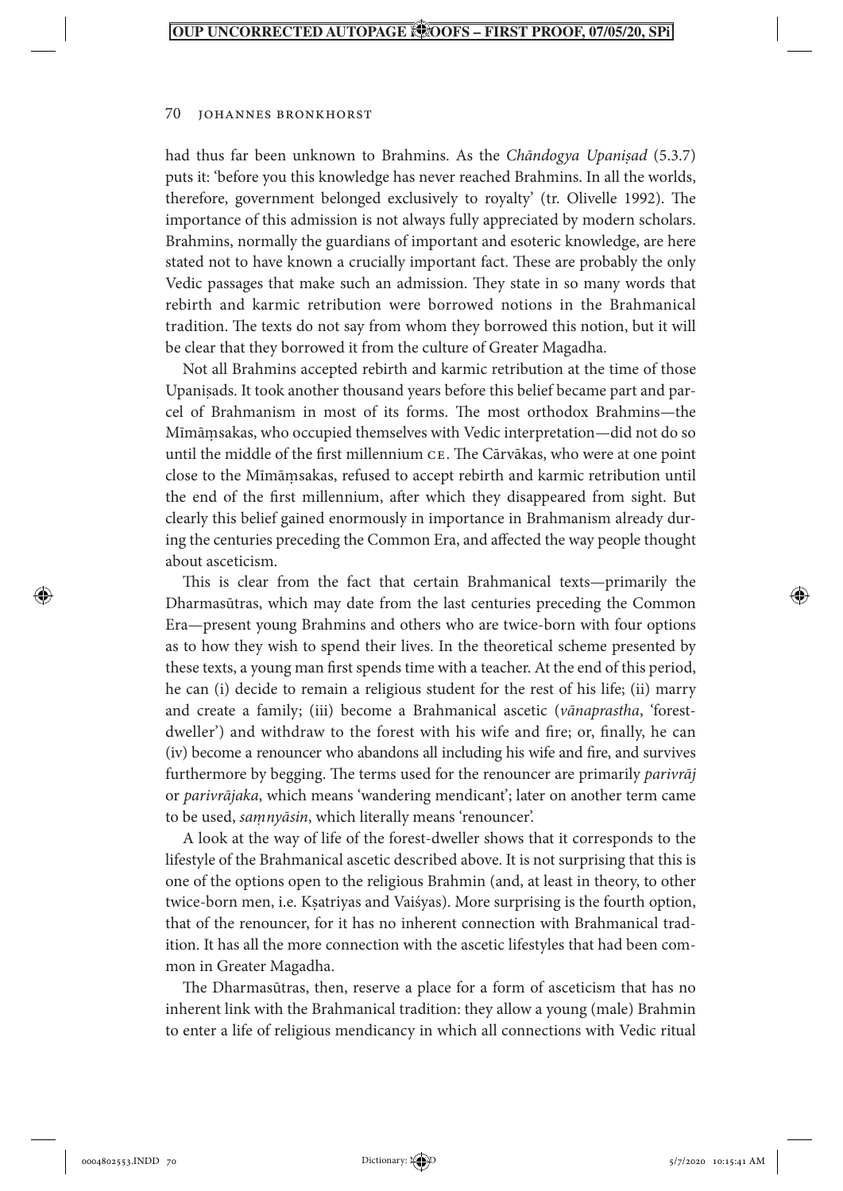had thus far been unknown to Brahmins. As the *Chāndogya Upaniṣad* (5.3.7) puts it: 'before you this knowledge has never reached Brahmins. In all the worlds, therefore, government belonged exclusively to royalty' (tr. Olivelle 1992). The importance of this admission is not always fully appreciated by modern scholars. Brahmins, normally the guardians of important and esoteric knowledge, are here stated not to have known a crucially important fact. These are probably the only Vedic passages that make such an admission. They state in so many words that rebirth and karmic retribution were borrowed notions in the Brahmanical tradition. The texts do not say from whom they borrowed this notion, but it will be clear that they borrowed it from the culture of Greater Magadha.

Not all Brahmins accepted rebirth and karmic retribution at the time of those Upaniṣads. It took another thousand years before this belief became part and parcel of Brahmanism in most of its forms. The most orthodox Brahmins—the Mīmāṃsakas, who occupied themselves with Vedic interpretation—did not do so until the middle of the first millennium CE. The Cārvākas, who were at one point close to the Mīmāṃsakas, refused to accept rebirth and karmic retribution until the end of the first millennium, after which they disappeared from sight. But clearly this belief gained enormously in importance in Brahmanism already during the centuries preceding the Common Era, and affected the way people thought about asceticism.

This is clear from the fact that certain Brahmanical texts—primarily the Dharmasūtras, which may date from the last centuries preceding the Common Era—present young Brahmins and others who are twice-born with four options as to how they wish to spend their lives. In the theoretical scheme presented by these texts, a young man first spends time with a teacher. At the end of this period, he can (i) decide to remain a religious student for the rest of his life; (ii) marry and create a family; (iii) become a Brahmanical ascetic (*vānaprastha*, 'forest-dweller') and withdraw to the forest with his wife and fire; or, finally, he can (iv) become a renouncer who abandons all including his wife and fire, and survives furthermore by begging. The terms used for the renouncer are primarily *parivrāj* or *parivrājaka*, which means 'wandering mendicant'; later on another term came to be used, *saṃnyāsin*, which literally means 'renouncer'.

A look at the way of life of the forest-dweller shows that it corresponds to the lifestyle of the Brahmanical ascetic described above. It is not surprising that this is one of the options open to the religious Brahmin (and, at least in theory, to other twice-born men, i.e. Kṣatriyas and Vaiśyas). More surprising is the fourth option, that of the renouncer, for it has no inherent connection with Brahmanical tradition. It has all the more connection with the ascetic lifestyles that had been common in Greater Magadha.

The Dharmasūtras, then, reserve a place for a form of asceticism that has no inherent link with the Brahmanical tradition: they allow a young (male) Brahmin to enter a life of religious mendicancy in which all connections with Vedic ritual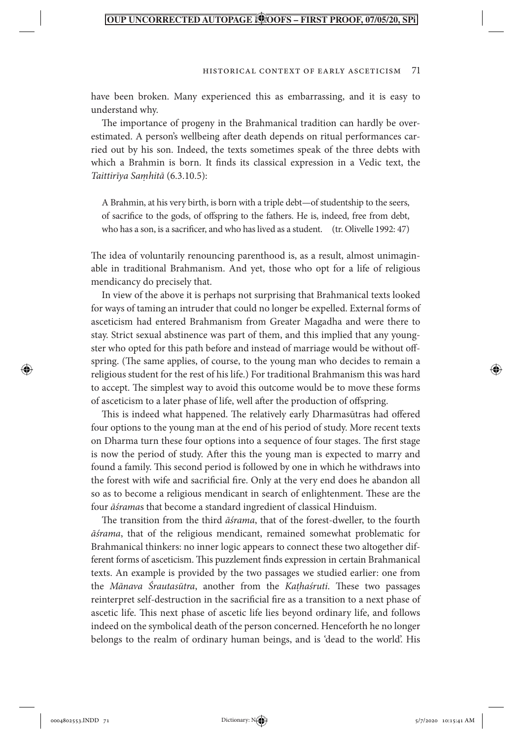have been broken. Many experienced this as embarrassing, and it is easy to understand why.

The importance of progeny in the Brahmanical tradition can hardly be overestimated. A person's wellbeing after death depends on ritual performances carried out by his son. Indeed, the texts sometimes speak of the three debts with which a Brahmin is born. It finds its classical expression in a Vedic text, the *Taittirīya Saṃhitā* (6.3.10.5):

> A Brahmin, at his very birth, is born with a triple debt—of studentship to the seers, of sacrifice to the gods, of offspring to the fathers. He is, indeed, free from debt, who has a son, is a sacrificer, and who has lived as a student. (tr. Olivelle 1992: 47)

The idea of voluntarily renouncing parenthood is, as a result, almost unimaginable in traditional Brahmanism. And yet, those who opt for a life of religious mendicancy do precisely that.

In view of the above it is perhaps not surprising that Brahmanical texts looked for ways of taming an intruder that could no longer be expelled. External forms of asceticism had entered Brahmanism from Greater Magadha and were there to stay. Strict sexual abstinence was part of them, and this implied that any youngster who opted for this path before and instead of marriage would be without offspring. (The same applies, of course, to the young man who decides to remain a religious student for the rest of his life.) For traditional Brahmanism this was hard to accept. The simplest way to avoid this outcome would be to move these forms of asceticism to a later phase of life, well after the production of offspring.

This is indeed what happened. The relatively early Dharmasūtras had offered four options to the young man at the end of his period of study. More recent texts on Dharma turn these four options into a sequence of four stages. The first stage is now the period of study. After this the young man is expected to marry and found a family. This second period is followed by one in which he withdraws into the forest with wife and sacrificial fire. Only at the very end does he abandon all so as to become a religious mendicant in search of enlightenment. These are the four *āśrama*s that become a standard ingredient of classical Hinduism.

The transition from the third *āśrama*, that of the forest-dweller, to the fourth *āśrama*, that of the religious mendicant, remained somewhat problematic for Brahmanical thinkers: no inner logic appears to connect these two altogether different forms of asceticism. This puzzlement finds expression in certain Brahmanical texts. An example is provided by the two passages we studied earlier: one from the *Mānava Śrautasūtra*, another from the *Kaṭhaśruti*. These two passages reinterpret self-destruction in the sacrificial fire as a transition to a next phase of ascetic life. This next phase of ascetic life lies beyond ordinary life, and follows indeed on the symbolical death of the person concerned. Henceforth he no longer belongs to the realm of ordinary human beings, and is 'dead to the world'. His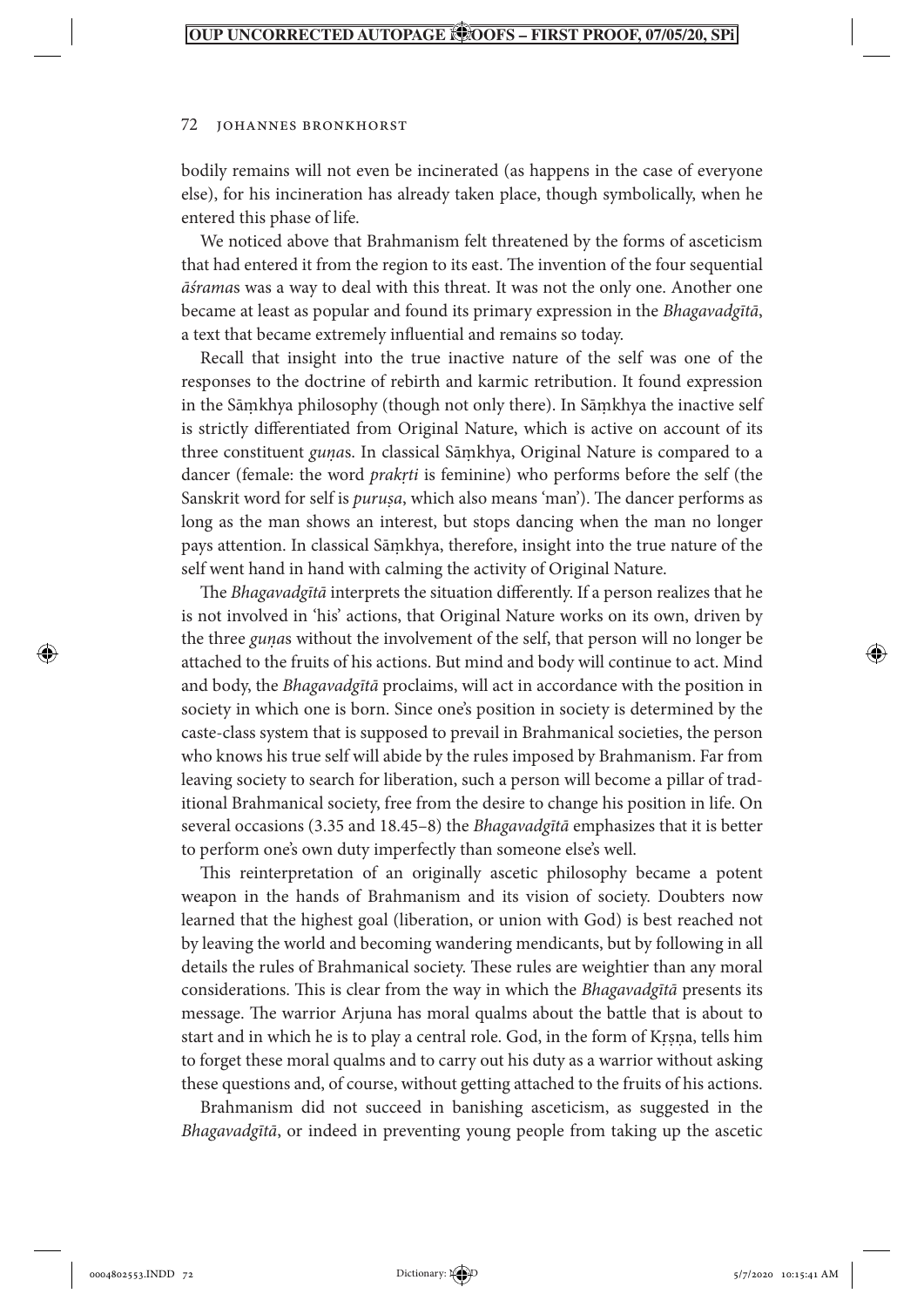bodily remains will not even be incinerated (as happens in the case of everyone else), for his incineration has already taken place, though symbolically, when he entered this phase of life.

We noticed above that Brahmanism felt threatened by the forms of asceticism that had entered it from the region to its east. The invention of the four sequential *āśrama*s was a way to deal with this threat. It was not the only one. Another one became at least as popular and found its primary expression in the *Bhagavadgītā*, a text that became extremely influential and remains so today.

Recall that insight into the true inactive nature of the self was one of the responses to the doctrine of rebirth and karmic retribution. It found expression in the Sāṃkhya philosophy (though not only there). In Sāṃkhya the inactive self is strictly differentiated from Original Nature, which is active on account of its three constituent *guṇa*s. In classical Sāṃkhya, Original Nature is compared to a dancer (female: the word *prakṛti* is feminine) who performs before the self (the Sanskrit word for self is *puruṣa*, which also means 'man'). The dancer performs as long as the man shows an interest, but stops dancing when the man no longer pays attention. In classical Sāṃkhya, therefore, insight into the true nature of the self went hand in hand with calming the activity of Original Nature.

The *Bhagavadgītā* interprets the situation differently. If a person realizes that he is not involved in 'his' actions, that Original Nature works on its own, driven by the three *guṇa*s without the involvement of the self, that person will no longer be attached to the fruits of his actions. But mind and body will continue to act. Mind and body, the *Bhagavadgītā* proclaims, will act in accordance with the position in society in which one is born. Since one's position in society is determined by the caste-class system that is supposed to prevail in Brahmanical societies, the person who knows his true self will abide by the rules imposed by Brahmanism. Far from leaving society to search for liberation, such a person will become a pillar of traditional Brahmanical society, free from the desire to change his position in life. On several occasions (3.35 and 18.45–8) the *Bhagavadgītā* emphasizes that it is better to perform one's own duty imperfectly than someone else's well.

This reinterpretation of an originally ascetic philosophy became a potent weapon in the hands of Brahmanism and its vision of society. Doubters now learned that the highest goal (liberation, or union with God) is best reached not by leaving the world and becoming wandering mendicants, but by following in all details the rules of Brahmanical society. These rules are weightier than any moral considerations. This is clear from the way in which the *Bhagavadgītā* presents its message. The warrior Arjuna has moral qualms about the battle that is about to start and in which he is to play a central role. God, in the form of Kṛṣṇa, tells him to forget these moral qualms and to carry out his duty as a warrior without asking these questions and, of course, without getting attached to the fruits of his actions.

Brahmanism did not succeed in banishing asceticism, as suggested in the *Bhagavadgītā*, or indeed in preventing young people from taking up the ascetic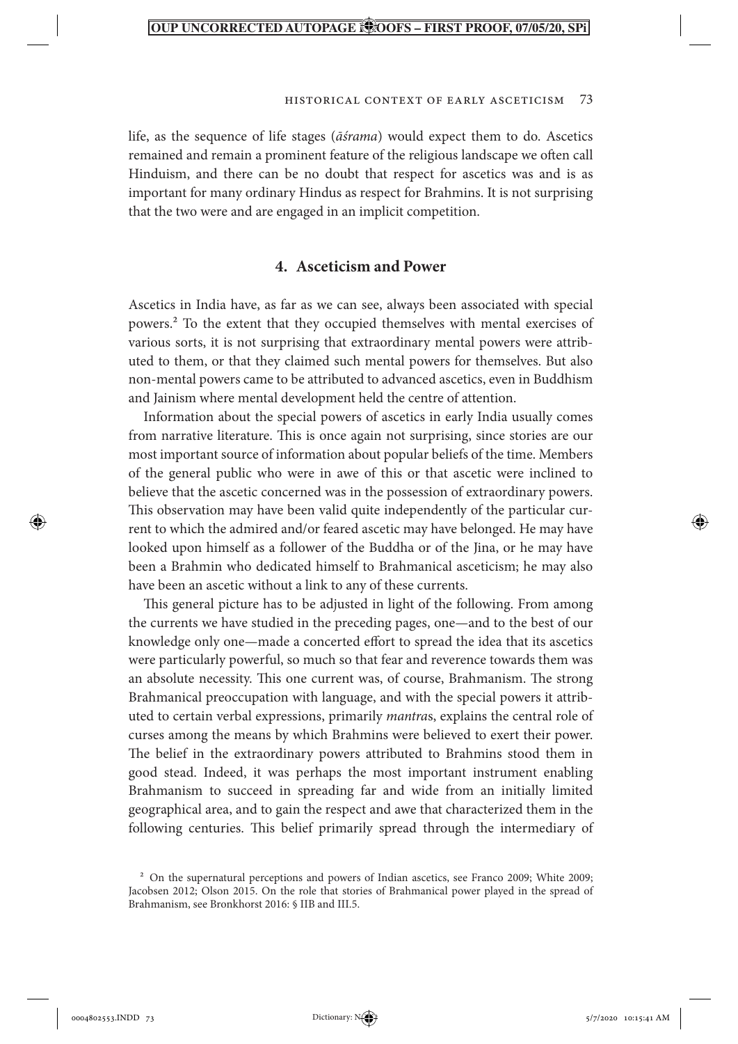life, as the sequence of life stages (*āśrama*) would expect them to do. Ascetics remained and remain a prominent feature of the religious landscape we often call Hinduism, and there can be no doubt that respect for ascetics was and is as important for many ordinary Hindus as respect for Brahmins. It is not surprising that the two were and are engaged in an implicit competition.

## 4. Asceticism and Power

Ascetics in India have, as far as we can see, always been associated with special powers.[2] To the extent that they occupied themselves with mental exercises of various sorts, it is not surprising that extraordinary mental powers were attributed to them, or that they claimed such mental powers for themselves. But also non-mental powers came to be attributed to advanced ascetics, even in Buddhism and Jainism where mental development held the centre of attention.

Information about the special powers of ascetics in early India usually comes from narrative literature. This is once again not surprising, since stories are our most important source of information about popular beliefs of the time. Members of the general public who were in awe of this or that ascetic were inclined to believe that the ascetic concerned was in the possession of extraordinary powers. This observation may have been valid quite independently of the particular current to which the admired and/or feared ascetic may have belonged. He may have looked upon himself as a follower of the Buddha or of the Jina, or he may have been a Brahmin who dedicated himself to Brahmanical asceticism; he may also have been an ascetic without a link to any of these currents.

This general picture has to be adjusted in light of the following. From among the currents we have studied in the preceding pages, one—and to the best of our knowledge only one—made a concerted effort to spread the idea that its ascetics were particularly powerful, so much so that fear and reverence towards them was an absolute necessity. This one current was, of course, Brahmanism. The strong Brahmanical preoccupation with language, and with the special powers it attributed to certain verbal expressions, primarily *mantra*s, explains the central role of curses among the means by which Brahmins were believed to exert their power. The belief in the extraordinary powers attributed to Brahmins stood them in good stead. Indeed, it was perhaps the most important instrument enabling Brahmanism to succeed in spreading far and wide from an initially limited geographical area, and to gain the respect and awe that characterized them in the following centuries. This belief primarily spread through the intermediary of

[2] On the supernatural perceptions and powers of Indian ascetics, see Franco 2009; White 2009; Jacobsen 2012; Olson 2015. On the role that stories of Brahmanical power played in the spread of Brahmanism, see Bronkhorst 2016: § IIB and III.5.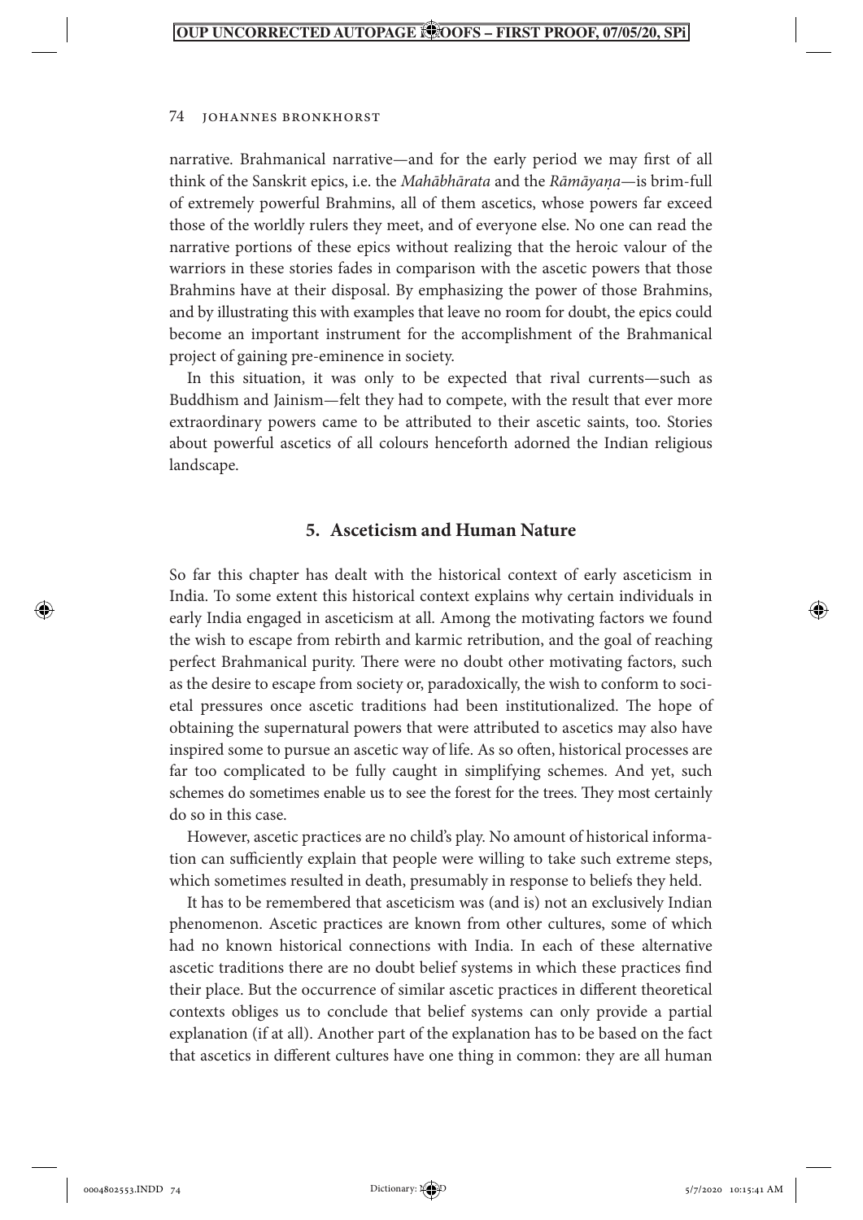narrative. Brahmanical narrative—and for the early period we may first of all think of the Sanskrit epics, i.e. the *Mahābhārata* and the *Rāmāyaṇa*—is brim-full of extremely powerful Brahmins, all of them ascetics, whose powers far exceed those of the worldly rulers they meet, and of everyone else. No one can read the narrative portions of these epics without realizing that the heroic valour of the warriors in these stories fades in comparison with the ascetic powers that those Brahmins have at their disposal. By emphasizing the power of those Brahmins, and by illustrating this with examples that leave no room for doubt, the epics could become an important instrument for the accomplishment of the Brahmanical project of gaining pre-eminence in society.

In this situation, it was only to be expected that rival currents—such as Buddhism and Jainism—felt they had to compete, with the result that ever more extraordinary powers came to be attributed to their ascetic saints, too. Stories about powerful ascetics of all colours henceforth adorned the Indian religious landscape.

## 5. Asceticism and Human Nature

So far this chapter has dealt with the historical context of early asceticism in India. To some extent this historical context explains why certain individuals in early India engaged in asceticism at all. Among the motivating factors we found the wish to escape from rebirth and karmic retribution, and the goal of reaching perfect Brahmanical purity. There were no doubt other motivating factors, such as the desire to escape from society or, paradoxically, the wish to conform to societal pressures once ascetic traditions had been institutionalized. The hope of obtaining the supernatural powers that were attributed to ascetics may also have inspired some to pursue an ascetic way of life. As so often, historical processes are far too complicated to be fully caught in simplifying schemes. And yet, such schemes do sometimes enable us to see the forest for the trees. They most certainly do so in this case.

However, ascetic practices are no child's play. No amount of historical information can sufficiently explain that people were willing to take such extreme steps, which sometimes resulted in death, presumably in response to beliefs they held.

It has to be remembered that asceticism was (and is) not an exclusively Indian phenomenon. Ascetic practices are known from other cultures, some of which had no known historical connections with India. In each of these alternative ascetic traditions there are no doubt belief systems in which these practices find their place. But the occurrence of similar ascetic practices in different theoretical contexts obliges us to conclude that belief systems can only provide a partial explanation (if at all). Another part of the explanation has to be based on the fact that ascetics in different cultures have one thing in common: they are all human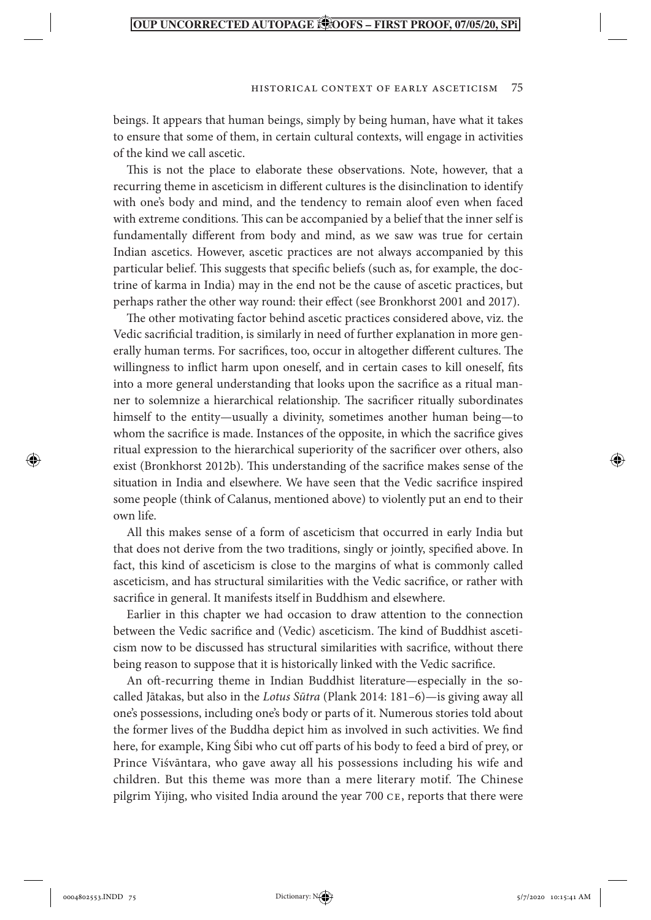beings. It appears that human beings, simply by being human, have what it takes to ensure that some of them, in certain cultural contexts, will engage in activities of the kind we call ascetic.

This is not the place to elaborate these observations. Note, however, that a recurring theme in asceticism in different cultures is the disinclination to identify with one's body and mind, and the tendency to remain aloof even when faced with extreme conditions. This can be accompanied by a belief that the inner self is fundamentally different from body and mind, as we saw was true for certain Indian ascetics. However, ascetic practices are not always accompanied by this particular belief. This suggests that specific beliefs (such as, for example, the doctrine of karma in India) may in the end not be the cause of ascetic practices, but perhaps rather the other way round: their effect (see Bronkhorst 2001 and 2017).

The other motivating factor behind ascetic practices considered above, viz. the Vedic sacrificial tradition, is similarly in need of further explanation in more generally human terms. For sacrifices, too, occur in altogether different cultures. The willingness to inflict harm upon oneself, and in certain cases to kill oneself, fits into a more general understanding that looks upon the sacrifice as a ritual manner to solemnize a hierarchical relationship. The sacrificer ritually subordinates himself to the entity—usually a divinity, sometimes another human being—to whom the sacrifice is made. Instances of the opposite, in which the sacrifice gives ritual expression to the hierarchical superiority of the sacrificer over others, also exist (Bronkhorst 2012b). This understanding of the sacrifice makes sense of the situation in India and elsewhere. We have seen that the Vedic sacrifice inspired some people (think of Calanus, mentioned above) to violently put an end to their own life.

All this makes sense of a form of asceticism that occurred in early India but that does not derive from the two traditions, singly or jointly, specified above. In fact, this kind of asceticism is close to the margins of what is commonly called asceticism, and has structural similarities with the Vedic sacrifice, or rather with sacrifice in general. It manifests itself in Buddhism and elsewhere.

Earlier in this chapter we had occasion to draw attention to the connection between the Vedic sacrifice and (Vedic) asceticism. The kind of Buddhist asceticism now to be discussed has structural similarities with sacrifice, without there being reason to suppose that it is historically linked with the Vedic sacrifice.

An oft-recurring theme in Indian Buddhist literature—especially in the so-called Jātakas, but also in the *Lotus Sūtra* (Plank 2014: 181–6)—is giving away all one's possessions, including one's body or parts of it. Numerous stories told about the former lives of the Buddha depict him as involved in such activities. We find here, for example, King Śibi who cut off parts of his body to feed a bird of prey, or Prince Viśvāntara, who gave away all his possessions including his wife and children. But this theme was more than a mere literary motif. The Chinese pilgrim Yijing, who visited India around the year 700 CE, reports that there were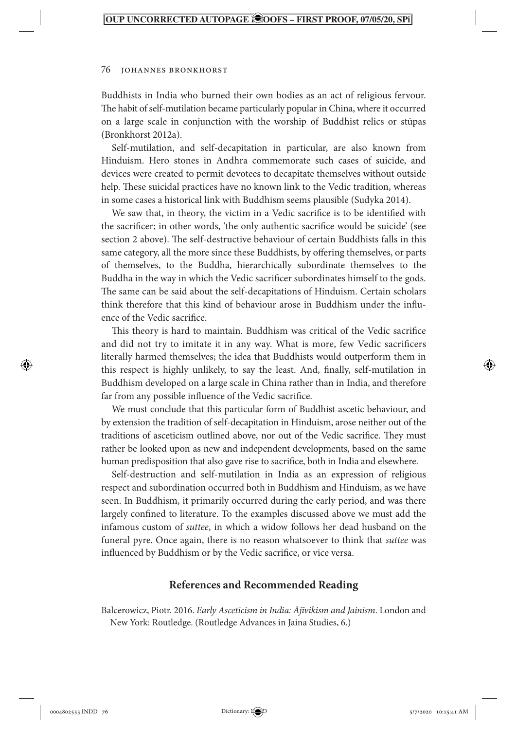Buddhists in India who burned their own bodies as an act of religious fervour. The habit of self-mutilation became particularly popular in China, where it occurred on a large scale in conjunction with the worship of Buddhist relics or stūpas (Bronkhorst 2012a).

Self-mutilation, and self-decapitation in particular, are also known from Hinduism. Hero stones in Andhra commemorate such cases of suicide, and devices were created to permit devotees to decapitate themselves without outside help. These suicidal practices have no known link to the Vedic tradition, whereas in some cases a historical link with Buddhism seems plausible (Sudyka 2014).

We saw that, in theory, the victim in a Vedic sacrifice is to be identified with the sacrificer; in other words, 'the only authentic sacrifice would be suicide' (see section 2 above). The self-destructive behaviour of certain Buddhists falls in this same category, all the more since these Buddhists, by offering themselves, or parts of themselves, to the Buddha, hierarchically subordinate themselves to the Buddha in the way in which the Vedic sacrificer subordinates himself to the gods. The same can be said about the self-decapitations of Hinduism. Certain scholars think therefore that this kind of behaviour arose in Buddhism under the influence of the Vedic sacrifice.

This theory is hard to maintain. Buddhism was critical of the Vedic sacrifice and did not try to imitate it in any way. What is more, few Vedic sacrificers literally harmed themselves; the idea that Buddhists would outperform them in this respect is highly unlikely, to say the least. And, finally, self-mutilation in Buddhism developed on a large scale in China rather than in India, and therefore far from any possible influence of the Vedic sacrifice.

We must conclude that this particular form of Buddhist ascetic behaviour, and by extension the tradition of self-decapitation in Hinduism, arose neither out of the traditions of asceticism outlined above, nor out of the Vedic sacrifice. They must rather be looked upon as new and independent developments, based on the same human predisposition that also gave rise to sacrifice, both in India and elsewhere.

Self-destruction and self-mutilation in India as an expression of religious respect and subordination occurred both in Buddhism and Hinduism, as we have seen. In Buddhism, it primarily occurred during the early period, and was there largely confined to literature. To the examples discussed above we must add the infamous custom of *suttee*, in which a widow follows her dead husband on the funeral pyre. Once again, there is no reason whatsoever to think that *suttee* was influenced by Buddhism or by the Vedic sacrifice, or vice versa.

## References and Recommended Reading

Balcerowicz, Piotr. 2016. *Early Asceticism in India: Ājīvikism and Jainism*. London and New York: Routledge. (Routledge Advances in Jaina Studies, 6.)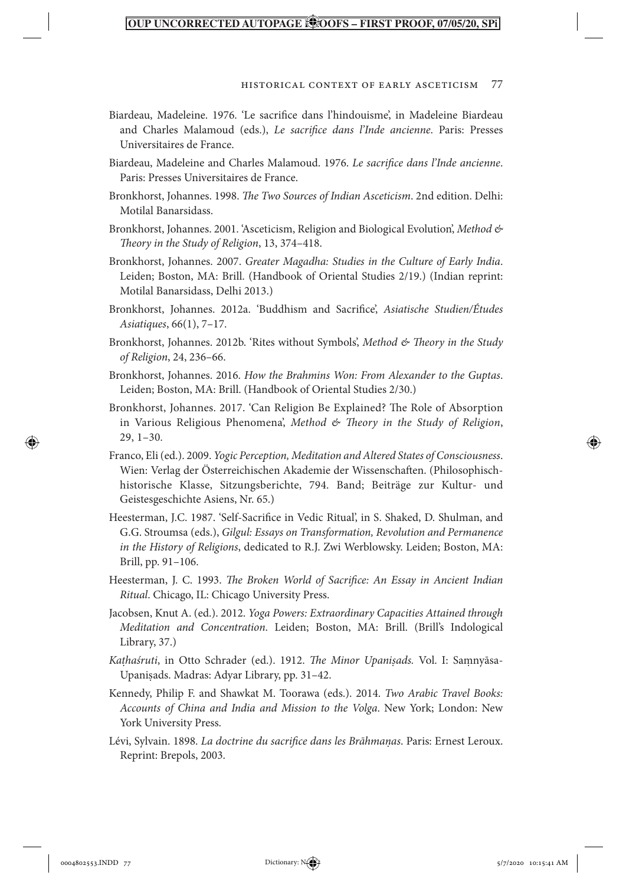Biardeau, Madeleine. 1976. 'Le sacrifice dans l'hindouisme', in Madeleine Biardeau and Charles Malamoud (eds.), *Le sacrifice dans l'Inde ancienne*. Paris: Presses Universitaires de France.

Biardeau, Madeleine and Charles Malamoud. 1976. *Le sacrifice dans l'Inde ancienne*. Paris: Presses Universitaires de France.

Bronkhorst, Johannes. 1998. *The Two Sources of Indian Asceticism*. 2nd edition. Delhi: Motilal Banarsidass.

Bronkhorst, Johannes. 2001. 'Asceticism, Religion and Biological Evolution', *Method & Theory in the Study of Religion*, 13, 374–418.

Bronkhorst, Johannes. 2007. *Greater Magadha: Studies in the Culture of Early India*. Leiden; Boston, MA: Brill. (Handbook of Oriental Studies 2/19.) (Indian reprint: Motilal Banarsidass, Delhi 2013.)

Bronkhorst, Johannes. 2012a. 'Buddhism and Sacrifice', *Asiatische Studien/Études Asiatiques*, 66(1), 7–17.

Bronkhorst, Johannes. 2012b. 'Rites without Symbols', *Method & Theory in the Study of Religion*, 24, 236–66.

Bronkhorst, Johannes. 2016. *How the Brahmins Won: From Alexander to the Guptas*. Leiden; Boston, MA: Brill. (Handbook of Oriental Studies 2/30.)

Bronkhorst, Johannes. 2017. 'Can Religion Be Explained? The Role of Absorption in Various Religious Phenomena', *Method & Theory in the Study of Religion*, 29, 1–30.

Franco, Eli (ed.). 2009. *Yogic Perception, Meditation and Altered States of Consciousness*. Wien: Verlag der Österreichischen Akademie der Wissenschaften. (Philosophisch-historische Klasse, Sitzungsberichte, 794. Band; Beiträge zur Kultur- und Geistesgeschichte Asiens, Nr. 65.)

Heesterman, J.C. 1987. 'Self-Sacrifice in Vedic Ritual', in S. Shaked, D. Shulman, and G.G. Stroumsa (eds.), *Gilgul: Essays on Transformation, Revolution and Permanence in the History of Religions*, dedicated to R.J. Zwi Werblowsky. Leiden; Boston, MA: Brill, pp. 91–106.

Heesterman, J. C. 1993. *The Broken World of Sacrifice: An Essay in Ancient Indian Ritual*. Chicago, IL: Chicago University Press.

Jacobsen, Knut A. (ed.). 2012. *Yoga Powers: Extraordinary Capacities Attained through Meditation and Concentration*. Leiden; Boston, MA: Brill. (Brill's Indological Library, 37.)

*Kaṭhaśruti*, in Otto Schrader (ed.). 1912. *The Minor Upaniṣads.* Vol. I: Saṃnyāsa-Upaniṣads. Madras: Adyar Library, pp. 31–42.

Kennedy, Philip F. and Shawkat M. Toorawa (eds.). 2014. *Two Arabic Travel Books: Accounts of China and India and Mission to the Volga*. New York; London: New York University Press.

Lévi, Sylvain. 1898. *La doctrine du sacrifice dans les Brāhmaṇas*. Paris: Ernest Leroux. Reprint: Brepols, 2003.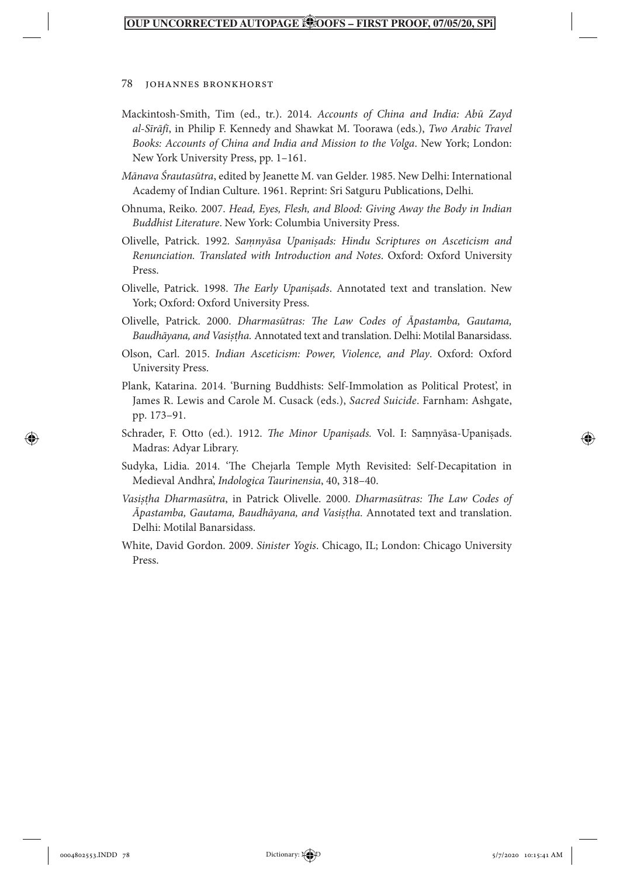Mackintosh-Smith, Tim (ed., tr.). 2014. *Accounts of China and India: Abū Zayd al-Sīrāfī*, in Philip F. Kennedy and Shawkat M. Toorawa (eds.), *Two Arabic Travel Books: Accounts of China and India and Mission to the Volga*. New York; London: New York University Press, pp. 1–161.

*Mānava Śrautasūtra*, edited by Jeanette M. van Gelder. 1985. New Delhi: International Academy of Indian Culture. 1961. Reprint: Sri Satguru Publications, Delhi.

Ohnuma, Reiko. 2007. *Head, Eyes, Flesh, and Blood: Giving Away the Body in Indian Buddhist Literature*. New York: Columbia University Press.

Olivelle, Patrick. 1992. *Saṃnyāsa Upaniṣads: Hindu Scriptures on Asceticism and Renunciation. Translated with Introduction and Notes*. Oxford: Oxford University Press.

Olivelle, Patrick. 1998. *The Early Upaniṣads*. Annotated text and translation. New York; Oxford: Oxford University Press.

Olivelle, Patrick. 2000. *Dharmasūtras: The Law Codes of Āpastamba, Gautama, Baudhāyana, and Vasiṣṭha.* Annotated text and translation. Delhi: Motilal Banarsidass.

Olson, Carl. 2015. *Indian Asceticism: Power, Violence, and Play*. Oxford: Oxford University Press.

Plank, Katarina. 2014. 'Burning Buddhists: Self-Immolation as Political Protest', in James R. Lewis and Carole M. Cusack (eds.), *Sacred Suicide*. Farnham: Ashgate, pp. 173–91.

Schrader, F. Otto (ed.). 1912. *The Minor Upaniṣads.* Vol. I: Saṃnyāsa-Upaniṣads. Madras: Adyar Library.

Sudyka, Lidia. 2014. 'The Chejarla Temple Myth Revisited: Self-Decapitation in Medieval Andhra', *Indologica Taurinensia*, 40, 318–40.

*Vasiṣṭha Dharmasūtra*, in Patrick Olivelle. 2000. *Dharmasūtras: The Law Codes of Āpastamba, Gautama, Baudhāyana, and Vasiṣṭha.* Annotated text and translation. Delhi: Motilal Banarsidass.

White, David Gordon. 2009. *Sinister Yogis*. Chicago, IL; London: Chicago University Press.